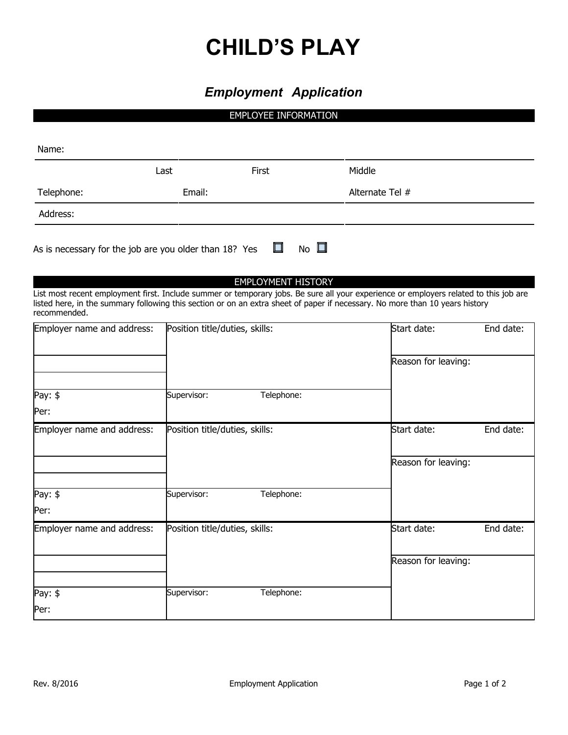# CHILD'S PLAY

## *Employment Application*

### EMPLOYEE INFORMATION

| Name: | | |
|---|---|---|
| Last | First | Middle |
| Telephone: | Email: | Alternate Tel # |
| Address: | | |

As is necessary for the job are you older than 18? Yes ☐ No ☐

### EMPLOYMENT HISTORY

List most recent employment first. Include summer or temporary jobs. Be sure all your experience or employers related to this job are listed here, in the summary following this section or on an extra sheet of paper if necessary. No more than 10 years history recommended.

| Employer name and address: | Position title/duties, skills: | Start date: End date: |
|---|---|---|
| | | Reason for leaving: |
| | | |
| Pay: $ Per: | Supervisor: Telephone: | |
| **Employer name and address:** | **Position title/duties, skills:** | **Start date: End date:** |
| | | Reason for leaving: |
| | | |
| Pay: $ Per: | Supervisor: Telephone: | |
| **Employer name and address:** | **Position title/duties, skills:** | **Start date: End date:** |
| | | Reason for leaving: |
| | | |
| Pay: $ Per: | Supervisor: Telephone: | |

Rev. 8/2016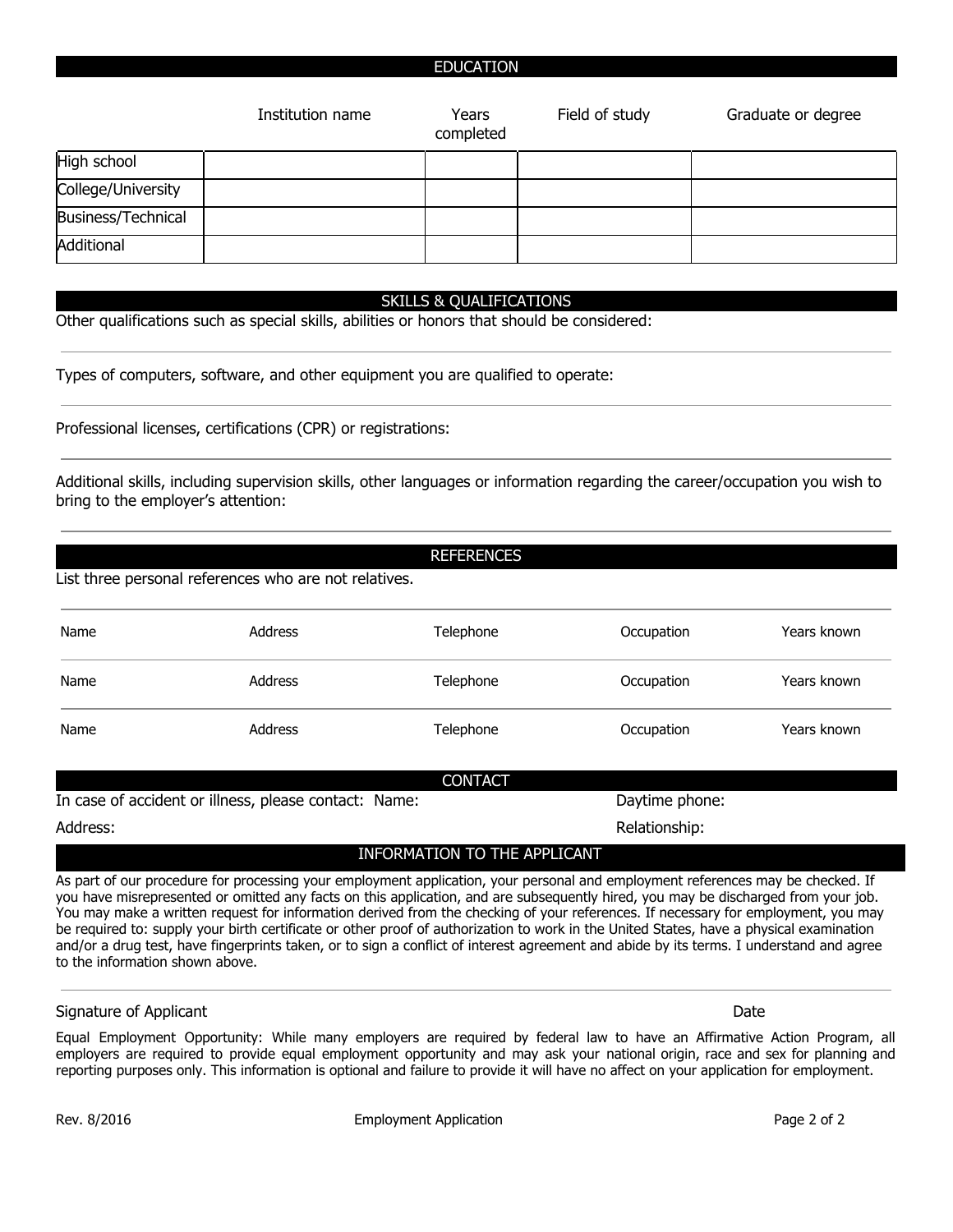## EDUCATION

| | Institution name | Years completed | Field of study | Graduate or degree |
|---|---|---|---|---|
| High school | | | | |
| College/University | | | | |
| Business/Technical | | | | |
| Additional | | | | |

## SKILLS & QUALIFICATIONS

Other qualifications such as special skills, abilities or honors that should be considered:

Types of computers, software, and other equipment you are qualified to operate:

Professional licenses, certifications (CPR) or registrations:

Additional skills, including supervision skills, other languages or information regarding the career/occupation you wish to bring to the employer's attention:

## REFERENCES

List three personal references who are not relatives.

| | | | | |
|---|---|---|---|---|
| Name | Address | Telephone | Occupation | Years known |
| Name | Address | Telephone | Occupation | Years known |
| Name | Address | Telephone | Occupation | Years known |

## CONTACT

In case of accident or illness, please contact: Name: Daytime phone:

Address: Relationship:

## INFORMATION TO THE APPLICANT

As part of our procedure for processing your employment application, your personal and employment references may be checked. If you have misrepresented or omitted any facts on this application, and are subsequently hired, you may be discharged from your job. You may make a written request for information derived from the checking of your references. If necessary for employment, you may be required to: supply your birth certificate or other proof of authorization to work in the United States, have a physical examination and/or a drug test, have fingerprints taken, or to sign a conflict of interest agreement and abide by its terms. I understand and agree to the information shown above.

Signature of Applicant Date

Equal Employment Opportunity: While many employers are required by federal law to have an Affirmative Action Program, all employers are required to provide equal employment opportunity and may ask your national origin, race and sex for planning and reporting purposes only. This information is optional and failure to provide it will have no affect on your application for employment.

Rev. 8/2016 Employment Application